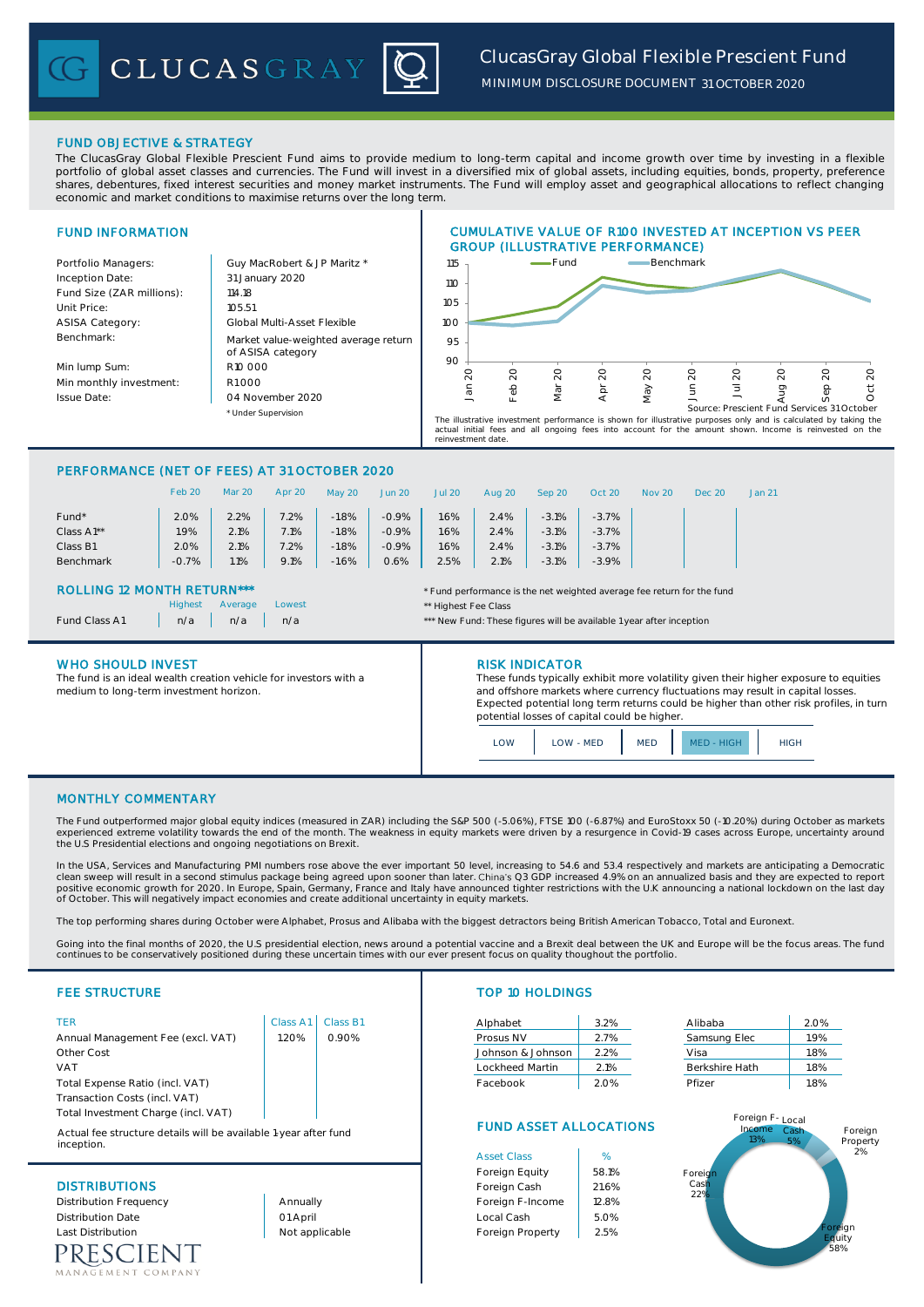# ClucasGray Global Flexible Prescient Fund

MINIMUM DISCLOSURE DOCUMENT 31 OCTOBER 2020

## FUND OBJECTIVE & STRATEGY

The ClucasGray Global Flexible Prescient Fund aims to provide medium to long-term capital and income growth over time by investing in a flexible portfolio of global asset classes and currencies. The Fund will invest in a diversified mix of global assets, including equities, bonds, property, preference shares, debentures, fixed interest securities and money market instruments. The Fund will employ asset and geographical allocations to reflect changing economic and market conditions to maximise returns over the long term.

## FUND INFORMATION

| | |
|---|---|
| Portfolio Managers: | Guy MacRobert & J P Maritz * |
| Inception Date: | 31 January 2020 |
| Fund Size (ZAR millions): | 114.18 |
| Unit Price: | 105.51 |
| ASISA Category: | Global Multi-Asset Flexible |
| Benchmark: | Market value-weighted average return of ASISA category |
| Min lump Sum: | R10 000 |
| Min monthly investment: | R1 000 |
| Issue Date: | 04 November 2020 |

* Under Supervision

## CUMULATIVE VALUE OF R100 INVESTED AT INCEPTION VS PEER GROUP (ILLUSTRATIVE PERFORMANCE)

Fund
Benchmark
115
110
105
100
95
90
Jan 20 Feb 20 Mar 20 Apr 20 May 20 Jun 20 Jul 20 Aug 20 Sep 20 Oct 20

Source: Prescient Fund Services 31 October

The illustrative investment performance is shown for illustrative purposes only and is calculated by taking the actual initial fees and all ongoing fees into account for the amount shown. Income is reinvested on the reinvestment date.

## PERFORMANCE (NET OF FEES) AT 31 OCTOBER 2020

| | Feb 20 | Mar 20 | Apr 20 | May 20 | Jun 20 | Jul 20 | Aug 20 | Sep 20 | Oct 20 | Nov 20 | Dec 20 | Jan 21 |
|---|---|---|---|---|---|---|---|---|---|---|---|---|
| Fund* | 2.0% | 2.2% | 7.2% | -1.8% | -0.9% | 1.6% | 2.4% | -3.1% | -3.7% | | | |
| Class A1** | 1.9% | 2.1% | 7.1% | -1.8% | -0.9% | 1.6% | 2.4% | -3.1% | -3.7% | | | |
| Class B1 | 2.0% | 2.1% | 7.2% | -1.8% | -0.9% | 1.6% | 2.4% | -3.1% | -3.7% | | | |
| Benchmark | -0.7% | 1.1% | 9.1% | -1.6% | 0.6% | 2.5% | 2.1% | -3.1% | -3.9% | | | |

## ROLLING 12 MONTH RETURN***

| | Highest | Average | Lowest |
|---|---|---|---|
| Fund Class A1 | n/a | n/a | n/a |

\* Fund performance is the net weighted average fee return for the fund
** Highest Fee Class
*** New Fund: These figures will be available 1 year after inception

## WHO SHOULD INVEST

The fund is an ideal wealth creation vehicle for investors with a medium to long-term investment horizon.

## RISK INDICATOR

These funds typically exhibit more volatility given their higher exposure to equities and offshore markets where currency fluctuations may result in capital losses. Expected potential long term returns could be higher than other risk profiles, in turn potential losses of capital could be higher.

LOW | LOW - MED | MED | **MED - HIGH** | HIGH

## MONTHLY COMMENTARY

The Fund outperformed major global equity indices (measured in ZAR) including the S&P 500 (-5.06%), FTSE 100 (-6.87%) and EuroStoxx 50 (-10.20%) during October as markets experienced extreme volatility towards the end of the month. The weakness in equity markets were driven by a resurgence in Covid-19 cases across Europe, uncertainty around the U.S Presidential elections and ongoing negotiations on Brexit.

In the USA, Services and Manufacturing PMI numbers rose above the ever important 50 level, increasing to 54.6 and 53.4 respectively and markets are anticipating a Democratic clean sweep will result in a second stimulus package being agreed upon sooner than later. China's Q3 GDP increased 4.9% on an annualized basis and they are expected to report positive economic growth for 2020. In Europe, Spain, Germany, France and Italy have announced tighter restrictions with the U.K announcing a national lockdown on the last day of October. This will negatively impact economies and create additional uncertainty in equity markets.

The top performing shares during October were Alphabet, Prosus and Alibaba with the biggest detractors being British American Tobacco, Total and Euronext.

Going into the final months of 2020, the U.S presidential election, news around a potential vaccine and a Brexit deal between the UK and Europe will be the focus areas. The fund continues to be conservatively positioned during these uncertain times with our ever present focus on quality thoughout the portfolio.

## FEE STRUCTURE

| TER | Class A1 | Class B1 |
|---|---|---|
| Annual Management Fee (excl. VAT) | 1.20% | 0.90% |
| Other Cost | | |
| VAT | | |
| Total Expense Ratio (incl. VAT) | | |
| Transaction Costs (incl. VAT) | | |
| Total Investment Charge (incl. VAT) | | |

Actual fee structure details will be available 1-year after fund inception.

## DISTRIBUTIONS

| | |
|---|---|
| Distribution Frequency | Annually |
| Distribution Date | 01 April |
| Last Distribution | Not applicable |

## TOP 10 HOLDINGS

| | | | |
|---|---|---|---|
| Alphabet | 3.2% | Alibaba | 2.0% |
| Prosus NV | 2.7% | Samsung Elec | 1.9% |
| Johnson & Johnson | 2.2% | Visa | 1.8% |
| Lockheed Martin | 2.1% | Berkshire Hath | 1.8% |
| Facebook | 2.0% | Pfizer | 1.8% |

## FUND ASSET ALLOCATIONS

| Asset Class | % |
|---|---|
| Foreign Equity | 58.1% |
| Foreign Cash | 21.6% |
| Foreign F-Income | 12.8% |
| Local Cash | 5.0% |
| Foreign Property | 2.5% |

Foreign F-Income 13%
Local Cash 5%
Foreign Property 2%
Foreign Cash 22%
Foreign Equity 58%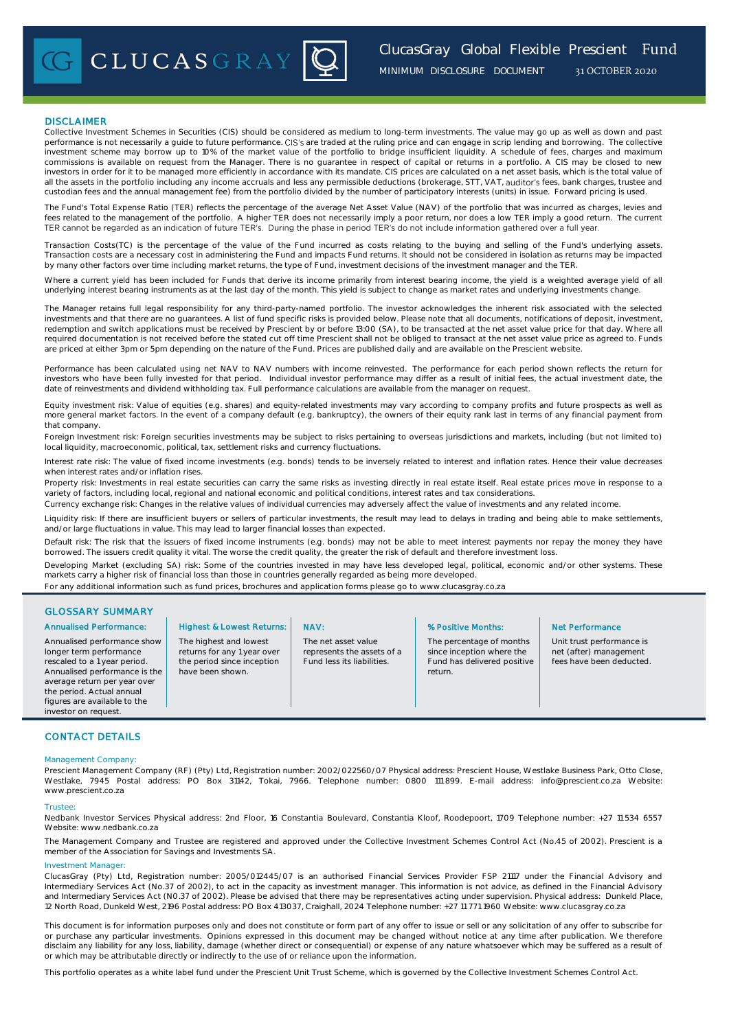# ClucasGray Global Flexible Prescient Fund

MINIMUM DISCLOSURE DOCUMENT 31 OCTOBER 2020

## DISCLAIMER

Collective Investment Schemes in Securities (CIS) should be considered as medium to long-term investments. The value may go up as well as down and past performance is not necessarily a guide to future performance. CIS's are traded at the ruling price and can engage in scrip lending and borrowing. The collective investment scheme may borrow up to 10% of the market value of the portfolio to bridge insufficient liquidity. A schedule of fees, charges and maximum commissions is available on request from the Manager. There is no guarantee in respect of capital or returns in a portfolio. A CIS may be closed to new investors in order for it to be managed more efficiently in accordance with its mandate. CIS prices are calculated on a net asset basis, which is the total value of all the assets in the portfolio including any income accruals and less any permissible deductions (brokerage, STT, VAT, auditor's fees, bank charges, trustee and custodian fees and the annual management fee) from the portfolio divided by the number of participatory interests (units) in issue. Forward pricing is used.

The Fund's Total Expense Ratio (TER) reflects the percentage of the average Net Asset Value (NAV) of the portfolio that was incurred as charges, levies and fees related to the management of the portfolio. A higher TER does not necessarily imply a poor return, nor does a low TER imply a good return. The current TER cannot be regarded as an indication of future TER's. During the phase in period TER's do not include information gathered over a full year.

Transaction Costs(TC) is the percentage of the value of the Fund incurred as costs relating to the buying and selling of the Fund's underlying assets. Transaction costs are a necessary cost in administering the Fund and impacts Fund returns. It should not be considered in isolation as returns may be impacted by many other factors over time including market returns, the type of Fund, investment decisions of the investment manager and the TER.

Where a current yield has been included for Funds that derive its income primarily from interest bearing income, the yield is a weighted average yield of all underlying interest bearing instruments as at the last day of the month. This yield is subject to change as market rates and underlying investments change.

The Manager retains full legal responsibility for any third-party-named portfolio. The investor acknowledges the inherent risk associated with the selected investments and that there are no guarantees. A list of fund specific risks is provided below. Please note that all documents, notifications of deposit, investment, redemption and switch applications must be received by Prescient by or before 13:00 (SA), to be transacted at the net asset value price for that day. Where all required documentation is not received before the stated cut off time Prescient shall not be obliged to transact at the net asset value price as agreed to. Funds are priced at either 3pm or 5pm depending on the nature of the Fund. Prices are published daily and are available on the Prescient website.

Performance has been calculated using net NAV to NAV numbers with income reinvested. The performance for each period shown reflects the return for investors who have been fully invested for that period. Individual investor performance may differ as a result of initial fees, the actual investment date, the date of reinvestments and dividend withholding tax. Full performance calculations are available from the manager on request.

Equity investment risk: Value of equities (e.g. shares) and equity-related investments may vary according to company profits and future prospects as well as more general market factors. In the event of a company default (e.g. bankruptcy), the owners of their equity rank last in terms of any financial payment from that company.

Foreign Investment risk: Foreign securities investments may be subject to risks pertaining to overseas jurisdictions and markets, including (but not limited to) local liquidity, macroeconomic, political, tax, settlement risks and currency fluctuations.

Interest rate risk: The value of fixed income investments (e.g. bonds) tends to be inversely related to interest and inflation rates. Hence their value decreases when interest rates and/or inflation rises.

Property risk: Investments in real estate securities can carry the same risks as investing directly in real estate itself. Real estate prices move in response to a variety of factors, including local, regional and national economic and political conditions, interest rates and tax considerations.

Currency exchange risk: Changes in the relative values of individual currencies may adversely affect the value of investments and any related income.

Liquidity risk: If there are insufficient buyers or sellers of particular investments, the result may lead to delays in trading and being able to make settlements, and/or large fluctuations in value. This may lead to larger financial losses than expected.

Default risk: The risk that the issuers of fixed income instruments (e.g. bonds) may not be able to meet interest payments nor repay the money they have borrowed. The issuers credit quality it vital. The worse the credit quality, the greater the risk of default and therefore investment loss.

Developing Market (excluding SA) risk: Some of the countries invested in may have less developed legal, political, economic and/or other systems. These markets carry a higher risk of financial loss than those in countries generally regarded as being more developed.

For any additional information such as fund prices, brochures and application forms please go to www.clucasgray.co.za

## GLOSSARY SUMMARY

**Annualised Performance:** Annualised performance show longer term performance rescaled to a 1 year period. Annualised performance is the average return per year over the period. Actual annual figures are available to the investor on request.

**Highest & Lowest Returns:** The highest and lowest returns for any 1 year over the period since inception have been shown.

**NAV:** The net asset value represents the assets of a Fund less its liabilities.

**% Positive Months:** The percentage of months since inception where the Fund has delivered positive return.

**Net Performance:** Unit trust performance is net (after) management fees have been deducted.

## CONTACT DETAILS

### Management Company:

Prescient Management Company (RF) (Pty) Ltd, Registration number: 2002/022560/07 Physical address: Prescient House, Westlake Business Park, Otto Close, Westlake, 7945 Postal address: PO Box 31142, Tokai, 7966. Telephone number: 0800 111 899. E-mail address: info@prescient.co.za Website: www.prescient.co.za

### Trustee:

Nedbank Investor Services Physical address: 2nd Floor, 16 Constantia Boulevard, Constantia Kloof, Roodepoort, 1709 Telephone number: +27 11 534 6557 Website: www.nedbank.co.za

The Management Company and Trustee are registered and approved under the Collective Investment Schemes Control Act (No.45 of 2002). Prescient is a member of the Association for Savings and Investments SA.

### Investment Manager:

ClucasGray (Pty) Ltd, Registration number: 2005/012445/07 is an authorised Financial Services Provider FSP 21117 under the Financial Advisory and Intermediary Services Act (No.37 of 2002), to act in the capacity as investment manager. This information is not advice, as defined in the Financial Advisory and Intermediary Services Act (NO.37 of 2002). Please be advised that there may be representatives acting under supervision. Physical address: Dunkeld Place, 12 North Road, Dunkeld West, 2196 Postal address: PO Box 413037, Craighall, 2024 Telephone number: +27 11 771 1960 Website: www.clucasgray.co.za

This document is for information purposes only and does not constitute or form part of any offer to issue or sell or any solicitation of any offer to subscribe for or purchase any particular investments. Opinions expressed in this document may be changed without notice at any time after publication. We therefore disclaim any liability for any loss, liability, damage (whether direct or consequential) or expense of any nature whatsoever which may be suffered as a result of or which may be attributable directly or indirectly to the use of or reliance upon the information.

This portfolio operates as a white label fund under the Prescient Unit Trust Scheme, which is governed by the Collective Investment Schemes Control Act.